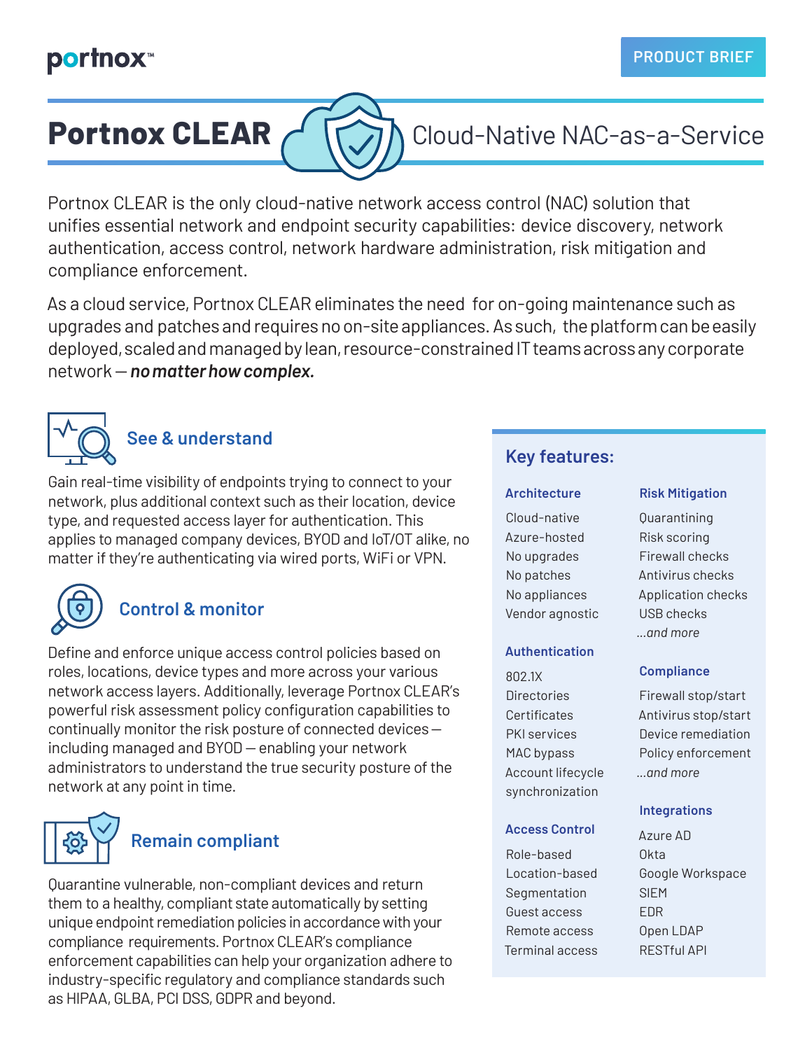portnox™

PRODUCT BRIEF

# Portnox CLEAR Cloud-Native NAC-as-a-Service

Portnox CLEAR is the only cloud-native network access control (NAC) solution that unifies essential network and endpoint security capabilities: device discovery, network authentication, access control, network hardware administration, risk mitigation and compliance enforcement.

As a cloud service, Portnox CLEAR eliminates the need for on-going maintenance such as upgrades and patches and requires no on-site appliances. As such, the platform can be easily deployed, scaled and managed by lean, resource-constrained IT teams across any corporate network — ***no matter how complex.***

## See & understand

Gain real-time visibility of endpoints trying to connect to your network, plus additional context such as their location, device type, and requested access layer for authentication. This applies to managed company devices, BYOD and IoT/OT alike, no matter if they're authenticating via wired ports, WiFi or VPN.

## Control & monitor

Define and enforce unique access control policies based on roles, locations, device types and more across your various network access layers. Additionally, leverage Portnox CLEAR's powerful risk assessment policy configuration capabilities to continually monitor the risk posture of connected devices — including managed and BYOD — enabling your network administrators to understand the true security posture of the network at any point in time.

## Remain compliant

Quarantine vulnerable, non-compliant devices and return them to a healthy, compliant state automatically by setting unique endpoint remediation policies in accordance with your compliance requirements. Portnox CLEAR's compliance enforcement capabilities can help your organization adhere to industry-specific regulatory and compliance standards such as HIPAA, GLBA, PCI DSS, GDPR and beyond.

## Key features:

### Architecture

- Cloud-native
- Azure-hosted
- No upgrades
- No patches
- No appliances
- Vendor agnostic

### Authentication

- 802.1X
- Directories
- Certificates
- PKI services
- MAC bypass
- Account lifecycle synchronization

### Access Control

- Role-based
- Location-based
- Segmentation
- Guest access
- Remote access
- Terminal access

### Risk Mitigation

- Quarantining
- Risk scoring
- Firewall checks
- Antivirus checks
- Application checks
- USB checks
- *...and more*

### Compliance

- Firewall stop/start
- Antivirus stop/start
- Device remediation
- Policy enforcement
- *...and more*

### Integrations

- Azure AD
- Okta
- Google Workspace
- SIEM
- EDR
- Open LDAP
- RESTful API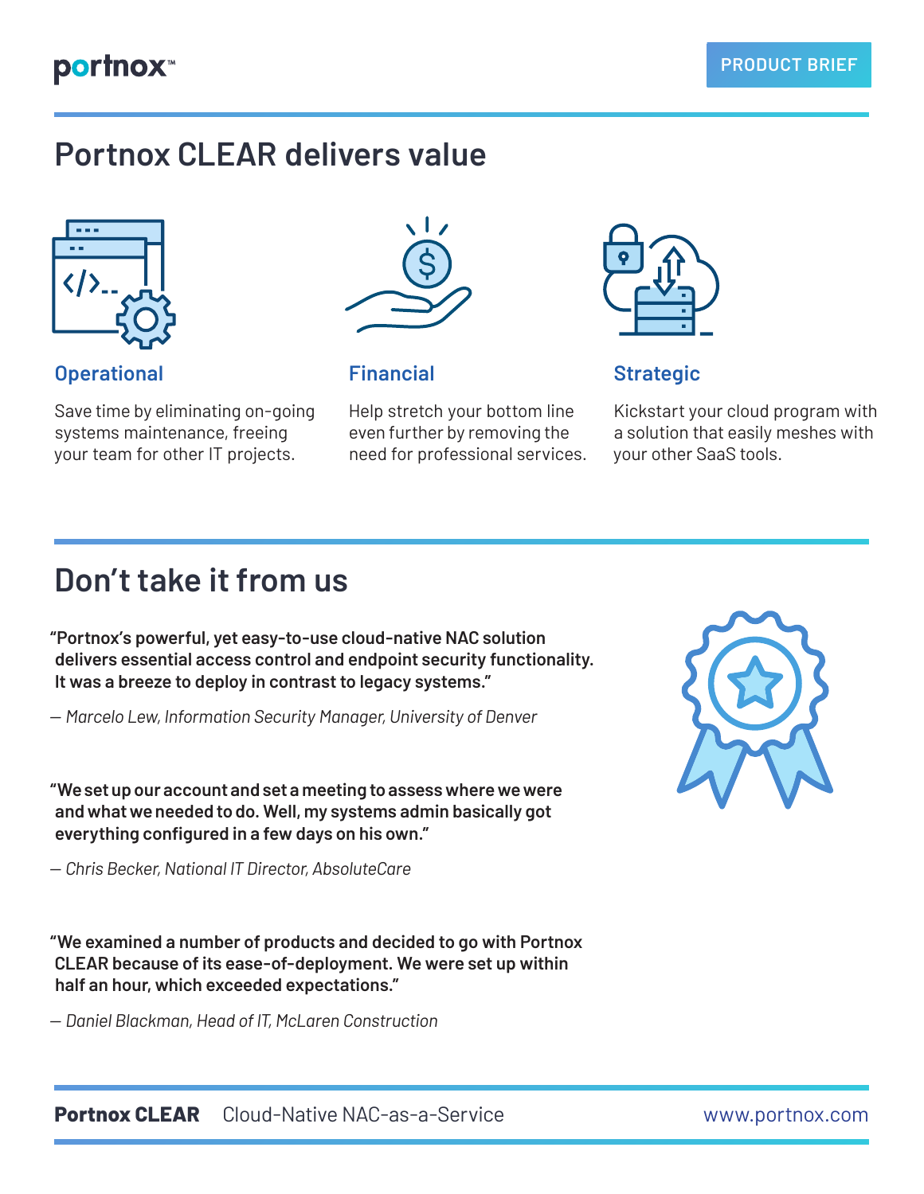# Portnox CLEAR delivers value

### Operational

Save time by eliminating on-going systems maintenance, freeing your team for other IT projects.

### Financial

Help stretch your bottom line even further by removing the need for professional services.

### Strategic

Kickstart your cloud program with a solution that easily meshes with your other SaaS tools.

# Don't take it from us

**"Portnox's powerful, yet easy-to-use cloud-native NAC solution delivers essential access control and endpoint security functionality. It was a breeze to deploy in contrast to legacy systems."**

— *Marcelo Lew, Information Security Manager, University of Denver*

**"We set up our account and set a meeting to assess where we were and what we needed to do. Well, my systems admin basically got everything configured in a few days on his own."**

— *Chris Becker, National IT Director, AbsoluteCare*

**"We examined a number of products and decided to go with Portnox CLEAR because of its ease-of-deployment. We were set up within half an hour, which exceeded expectations."**

— *Daniel Blackman, Head of IT, McLaren Construction*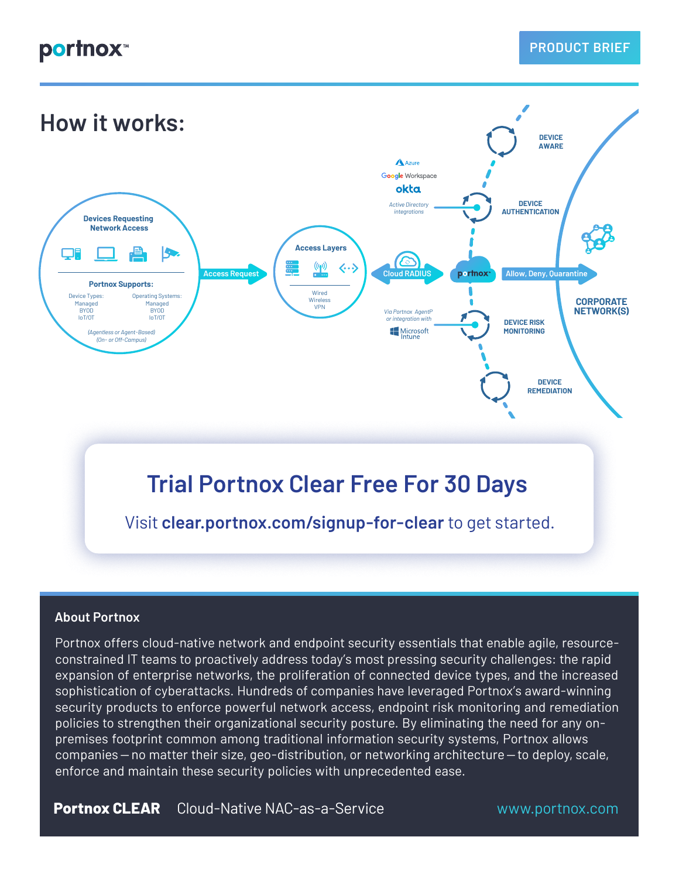PRODUCT BRIEF

## How it works:

Devices Requesting Network Access

Portnox Supports:

Device Types: Managed BYOD IoT/OT

Operating Systems: Managed BYOD IoT/OT

(Agentless or Agent-Based)
(On- or Off-Campus)

Access Request

Access Layers

Wired
Wireless
VPN

Cloud RADIUS

Azure
Google Workspace
okta
Active Directory integrations

portnox

Allow, Deny, Quarantine

Via Portnox AgentP or integration with Microsoft Intune

DEVICE AWARE

DEVICE AUTHENTICATION

DEVICE RISK MONITORING

DEVICE REMEDIATION

CORPORATE NETWORK(S)

## Trial Portnox Clear Free For 30 Days

Visit **clear.portnox.com/signup-for-clear** to get started.

### About Portnox

Portnox offers cloud-native network and endpoint security essentials that enable agile, resource-constrained IT teams to proactively address today's most pressing security challenges: the rapid expansion of enterprise networks, the proliferation of connected device types, and the increased sophistication of cyberattacks. Hundreds of companies have leveraged Portnox's award-winning security products to enforce powerful network access, endpoint risk monitoring and remediation policies to strengthen their organizational security posture. By eliminating the need for any on-premises footprint common among traditional information security systems, Portnox allows companies — no matter their size, geo-distribution, or networking architecture — to deploy, scale, enforce and maintain these security policies with unprecedented ease.

**Portnox CLEAR** Cloud-Native NAC-as-a-Service www.portnox.com